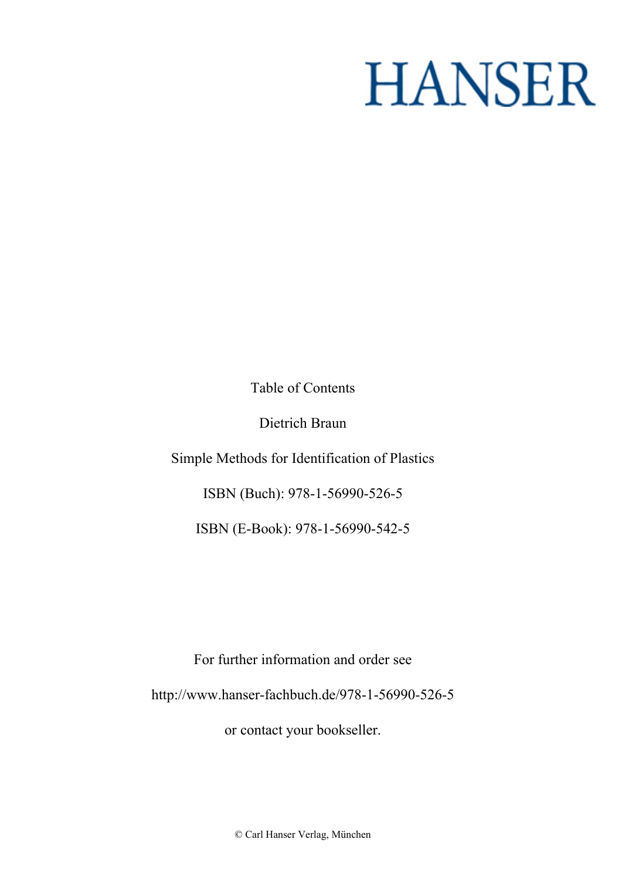# HANSER

Table of Contents

Dietrich Braun

Simple Methods for Identification of Plastics

ISBN (Buch): 978-1-56990-526-5

ISBN (E-Book): 978-1-56990-542-5

For further information and order see

http://www.hanser-fachbuch.de/978-1-56990-526-5

or contact your bookseller.

© Carl Hanser Verlag, München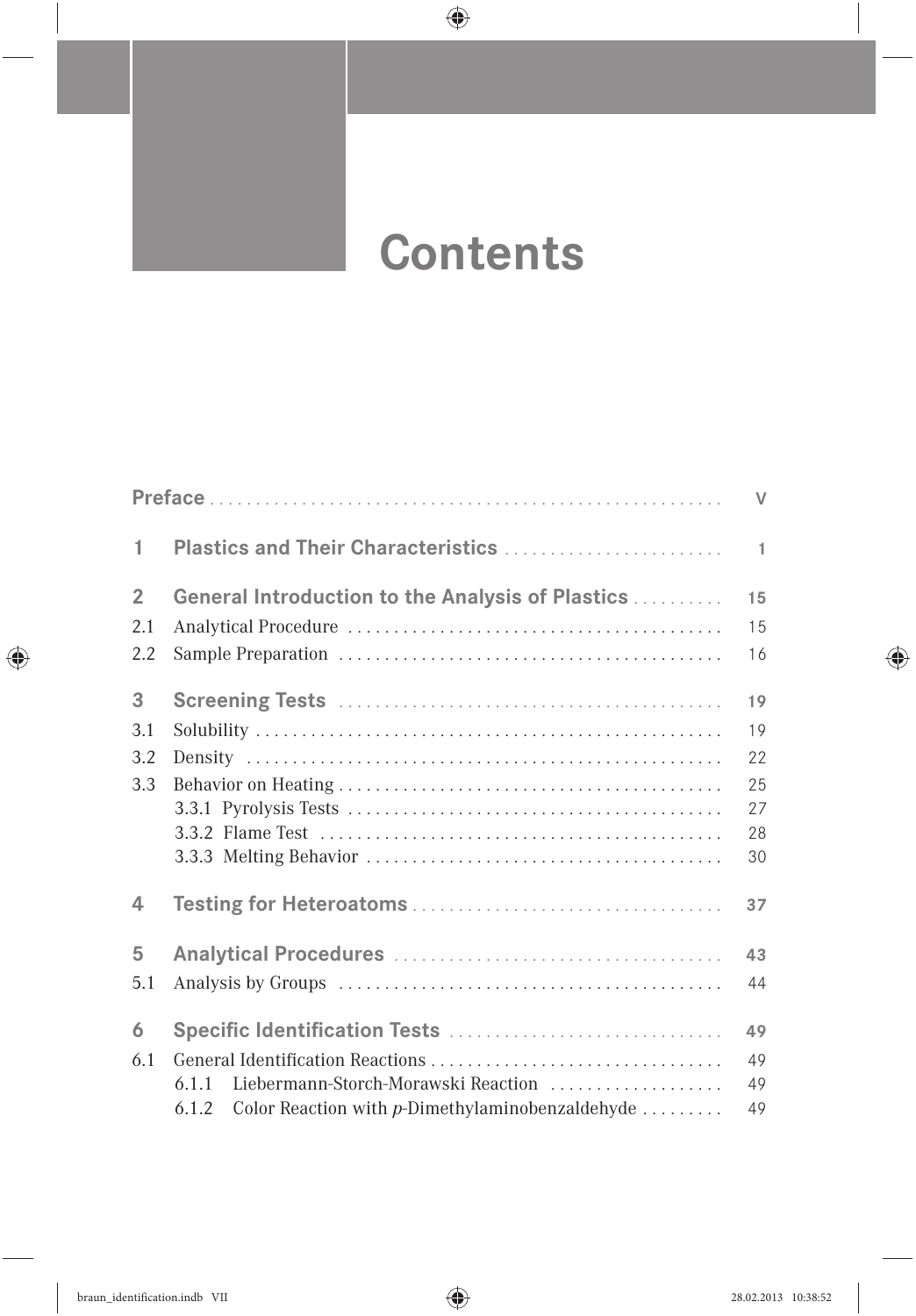# Contents

| | | |
|---|---|---|
| **Preface** | | V |
| **1** | **Plastics and Their Characteristics** | **1** |
| **2** | **General Introduction to the Analysis of Plastics** | **15** |
| 2.1 | Analytical Procedure | 15 |
| 2.2 | Sample Preparation | 16 |
| **3** | **Screening Tests** | **19** |
| 3.1 | Solubility | 19 |
| 3.2 | Density | 22 |
| 3.3 | Behavior on Heating | 25 |
| | 3.3.1 Pyrolysis Tests | 27 |
| | 3.3.2 Flame Test | 28 |
| | 3.3.3 Melting Behavior | 30 |
| **4** | **Testing for Heteroatoms** | **37** |
| **5** | **Analytical Procedures** | **43** |
| 5.1 | Analysis by Groups | 44 |
| **6** | **Specific Identification Tests** | **49** |
| 6.1 | General Identification Reactions | 49 |
| | 6.1.1 Liebermann-Storch-Morawski Reaction | 49 |
| | 6.1.2 Color Reaction with *p*-Dimethylaminobenzaldehyde | 49 |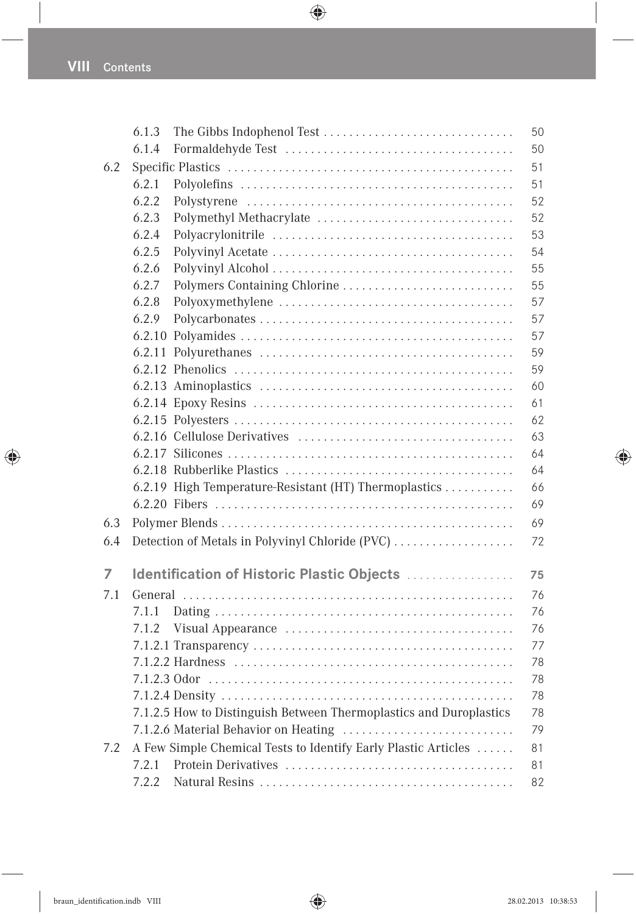| | | |
|---|---|---|
| 6.1.3 | The Gibbs Indophenol Test | 50 |
| 6.1.4 | Formaldehyde Test | 50 |
| **6.2** | **Specific Plastics** | **51** |
| 6.2.1 | Polyolefins | 51 |
| 6.2.2 | Polystyrene | 52 |
| 6.2.3 | Polymethyl Methacrylate | 52 |
| 6.2.4 | Polyacrylonitrile | 53 |
| 6.2.5 | Polyvinyl Acetate | 54 |
| 6.2.6 | Polyvinyl Alcohol | 55 |
| 6.2.7 | Polymers Containing Chlorine | 55 |
| 6.2.8 | Polyoxymethylene | 57 |
| 6.2.9 | Polycarbonates | 57 |
| 6.2.10 | Polyamides | 57 |
| 6.2.11 | Polyurethanes | 59 |
| 6.2.12 | Phenolics | 59 |
| 6.2.13 | Aminoplastics | 60 |
| 6.2.14 | Epoxy Resins | 61 |
| 6.2.15 | Polyesters | 62 |
| 6.2.16 | Cellulose Derivatives | 63 |
| 6.2.17 | Silicones | 64 |
| 6.2.18 | Rubberlike Plastics | 64 |
| 6.2.19 | High Temperature-Resistant (HT) Thermoplastics | 66 |
| 6.2.20 | Fibers | 69 |
| **6.3** | **Polymer Blends** | **69** |
| **6.4** | **Detection of Metals in Polyvinyl Chloride (PVC)** | **72** |

## 7 Identification of Historic Plastic Objects — 75

| | | |
|---|---|---|
| **7.1** | **General** | **76** |
| 7.1.1 | Dating | 76 |
| 7.1.2 | Visual Appearance | 76 |
| 7.1.2.1 | Transparency | 77 |
| 7.1.2.2 | Hardness | 78 |
| 7.1.2.3 | Odor | 78 |
| 7.1.2.4 | Density | 78 |
| 7.1.2.5 | How to Distinguish Between Thermoplastics and Duroplastics | 78 |
| 7.1.2.6 | Material Behavior on Heating | 79 |
| **7.2** | **A Few Simple Chemical Tests to Identify Early Plastic Articles** | **81** |
| 7.2.1 | Protein Derivatives | 81 |
| 7.2.2 | Natural Resins | 82 |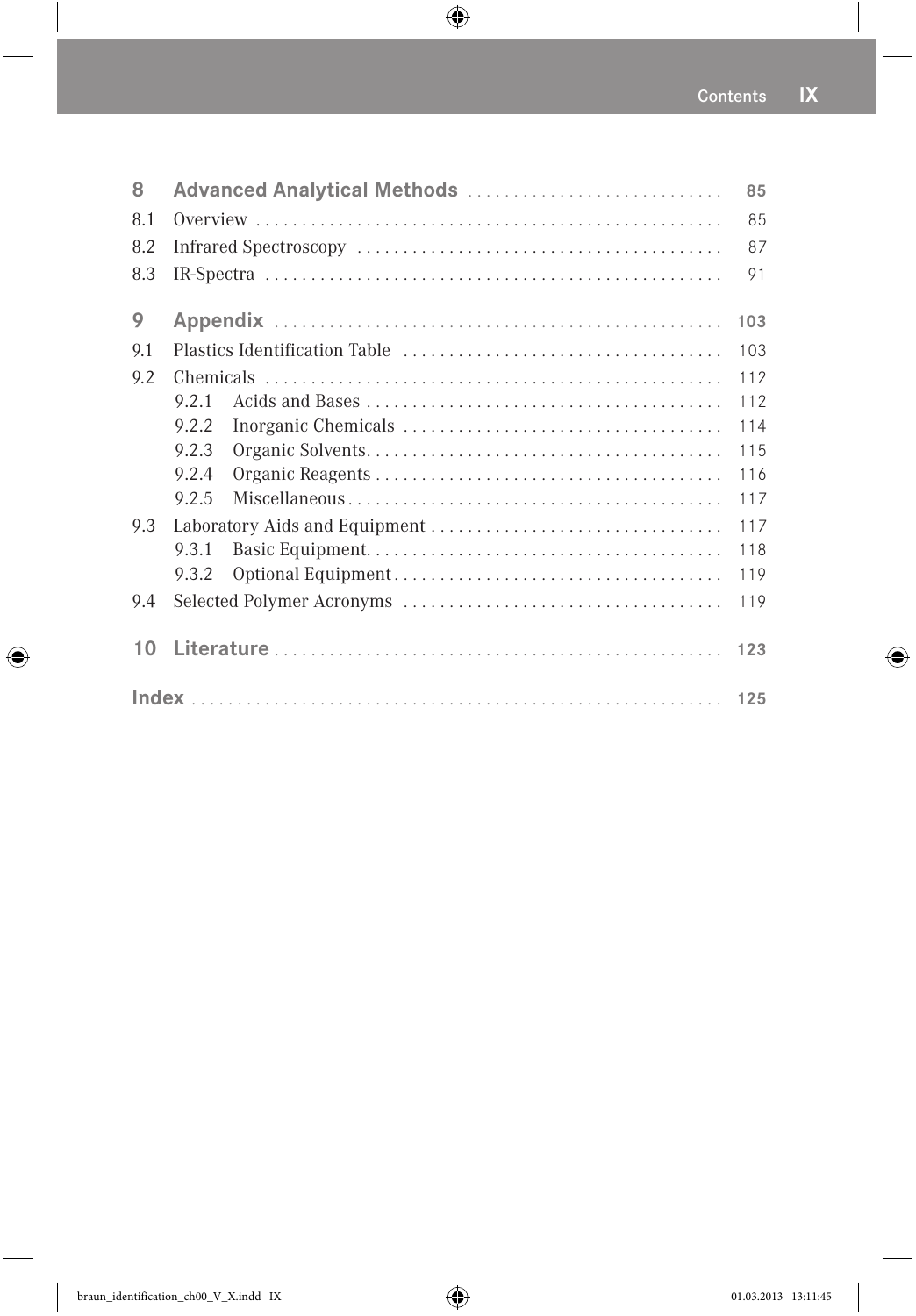**8 Advanced Analytical Methods** . . . . . . . . . . . . . . . . . . . . . . . . . . . . 85

8.1 Overview . . . . . . . . . . . . . . . . . . . . . . . . . . . . . . . . . . . . . . . . . . . . . . . . . . . 85

8.2 Infrared Spectroscopy . . . . . . . . . . . . . . . . . . . . . . . . . . . . . . . . . . . . . . . . 87

8.3 IR-Spectra . . . . . . . . . . . . . . . . . . . . . . . . . . . . . . . . . . . . . . . . . . . . . . . . . . 91

**9 Appendix** . . . . . . . . . . . . . . . . . . . . . . . . . . . . . . . . . . . . . . . . . . . . . . . . . 103

9.1 Plastics Identification Table . . . . . . . . . . . . . . . . . . . . . . . . . . . . . . . . . . 103

9.2 Chemicals . . . . . . . . . . . . . . . . . . . . . . . . . . . . . . . . . . . . . . . . . . . . . . . . . . 112

- 9.2.1 Acids and Bases . . . . . . . . . . . . . . . . . . . . . . . . . . . . . . . . . . . . . . . 112
- 9.2.2 Inorganic Chemicals . . . . . . . . . . . . . . . . . . . . . . . . . . . . . . . . . . . 114
- 9.2.3 Organic Solvents . . . . . . . . . . . . . . . . . . . . . . . . . . . . . . . . . . . . . . . 115
- 9.2.4 Organic Reagents . . . . . . . . . . . . . . . . . . . . . . . . . . . . . . . . . . . . . . 116
- 9.2.5 Miscellaneous . . . . . . . . . . . . . . . . . . . . . . . . . . . . . . . . . . . . . . . . . 117

9.3 Laboratory Aids and Equipment . . . . . . . . . . . . . . . . . . . . . . . . . . . . . . . . 117

- 9.3.1 Basic Equipment . . . . . . . . . . . . . . . . . . . . . . . . . . . . . . . . . . . . . . . 118
- 9.3.2 Optional Equipment . . . . . . . . . . . . . . . . . . . . . . . . . . . . . . . . . . . . 119

9.4 Selected Polymer Acronyms . . . . . . . . . . . . . . . . . . . . . . . . . . . . . . . . . . . 119

**10 Literature** . . . . . . . . . . . . . . . . . . . . . . . . . . . . . . . . . . . . . . . . . . . . . . . . . 123

**Index** . . . . . . . . . . . . . . . . . . . . . . . . . . . . . . . . . . . . . . . . . . . . . . . . . . . . . . . . 125